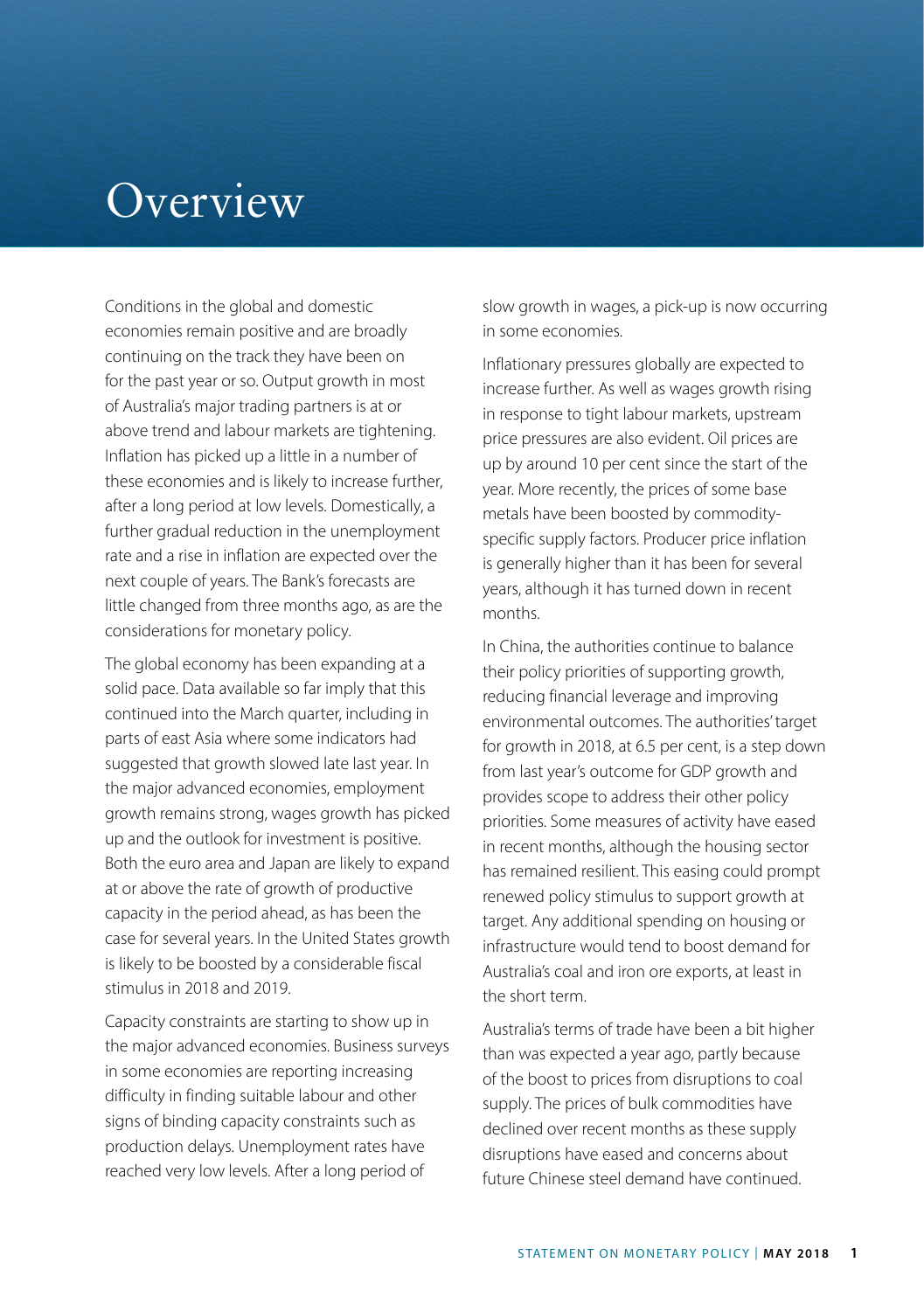# Overview

Conditions in the global and domestic economies remain positive and are broadly continuing on the track they have been on for the past year or so. Output growth in most of Australia's major trading partners is at or above trend and labour markets are tightening. Inflation has picked up a little in a number of these economies and is likely to increase further, after a long period at low levels. Domestically, a further gradual reduction in the unemployment rate and a rise in inflation are expected over the next couple of years. The Bank's forecasts are little changed from three months ago, as are the considerations for monetary policy.

The global economy has been expanding at a solid pace. Data available so far imply that this continued into the March quarter, including in parts of east Asia where some indicators had suggested that growth slowed late last year. In the major advanced economies, employment growth remains strong, wages growth has picked up and the outlook for investment is positive. Both the euro area and Japan are likely to expand at or above the rate of growth of productive capacity in the period ahead, as has been the case for several years. In the United States growth is likely to be boosted by a considerable fiscal stimulus in 2018 and 2019.

Capacity constraints are starting to show up in the major advanced economies. Business surveys in some economies are reporting increasing difficulty in finding suitable labour and other signs of binding capacity constraints such as production delays. Unemployment rates have reached very low levels. After a long period of slow growth in wages, a pick-up is now occurring in some economies.

Inflationary pressures globally are expected to increase further. As well as wages growth rising in response to tight labour markets, upstream price pressures are also evident. Oil prices are up by around 10 per cent since the start of the year. More recently, the prices of some base metals have been boosted by commodity-specific supply factors. Producer price inflation is generally higher than it has been for several years, although it has turned down in recent months.

In China, the authorities continue to balance their policy priorities of supporting growth, reducing financial leverage and improving environmental outcomes. The authorities' target for growth in 2018, at 6.5 per cent, is a step down from last year's outcome for GDP growth and provides scope to address their other policy priorities. Some measures of activity have eased in recent months, although the housing sector has remained resilient. This easing could prompt renewed policy stimulus to support growth at target. Any additional spending on housing or infrastructure would tend to boost demand for Australia's coal and iron ore exports, at least in the short term.

Australia's terms of trade have been a bit higher than was expected a year ago, partly because of the boost to prices from disruptions to coal supply. The prices of bulk commodities have declined over recent months as these supply disruptions have eased and concerns about future Chinese steel demand have continued.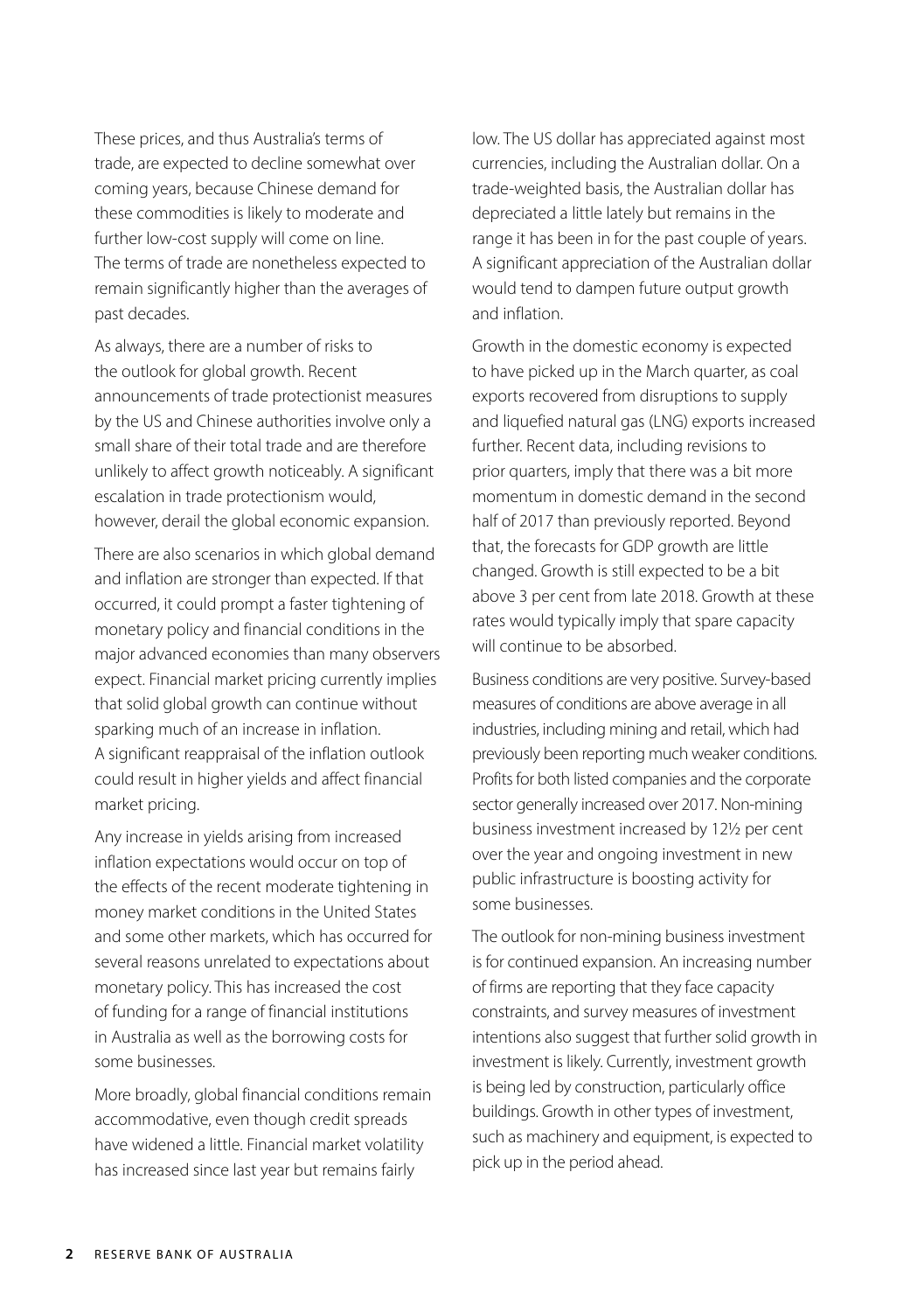These prices, and thus Australia's terms of trade, are expected to decline somewhat over coming years, because Chinese demand for these commodities is likely to moderate and further low-cost supply will come on line. The terms of trade are nonetheless expected to remain significantly higher than the averages of past decades.

As always, there are a number of risks to the outlook for global growth. Recent announcements of trade protectionist measures by the US and Chinese authorities involve only a small share of their total trade and are therefore unlikely to affect growth noticeably. A significant escalation in trade protectionism would, however, derail the global economic expansion.

There are also scenarios in which global demand and inflation are stronger than expected. If that occurred, it could prompt a faster tightening of monetary policy and financial conditions in the major advanced economies than many observers expect. Financial market pricing currently implies that solid global growth can continue without sparking much of an increase in inflation. A significant reappraisal of the inflation outlook could result in higher yields and affect financial market pricing.

Any increase in yields arising from increased inflation expectations would occur on top of the effects of the recent moderate tightening in money market conditions in the United States and some other markets, which has occurred for several reasons unrelated to expectations about monetary policy. This has increased the cost of funding for a range of financial institutions in Australia as well as the borrowing costs for some businesses.

More broadly, global financial conditions remain accommodative, even though credit spreads have widened a little. Financial market volatility has increased since last year but remains fairly low. The US dollar has appreciated against most currencies, including the Australian dollar. On a trade-weighted basis, the Australian dollar has depreciated a little lately but remains in the range it has been in for the past couple of years. A significant appreciation of the Australian dollar would tend to dampen future output growth and inflation.

Growth in the domestic economy is expected to have picked up in the March quarter, as coal exports recovered from disruptions to supply and liquefied natural gas (LNG) exports increased further. Recent data, including revisions to prior quarters, imply that there was a bit more momentum in domestic demand in the second half of 2017 than previously reported. Beyond that, the forecasts for GDP growth are little changed. Growth is still expected to be a bit above 3 per cent from late 2018. Growth at these rates would typically imply that spare capacity will continue to be absorbed.

Business conditions are very positive. Survey-based measures of conditions are above average in all industries, including mining and retail, which had previously been reporting much weaker conditions. Profits for both listed companies and the corporate sector generally increased over 2017. Non-mining business investment increased by 12½ per cent over the year and ongoing investment in new public infrastructure is boosting activity for some businesses.

The outlook for non-mining business investment is for continued expansion. An increasing number of firms are reporting that they face capacity constraints, and survey measures of investment intentions also suggest that further solid growth in investment is likely. Currently, investment growth is being led by construction, particularly office buildings. Growth in other types of investment, such as machinery and equipment, is expected to pick up in the period ahead.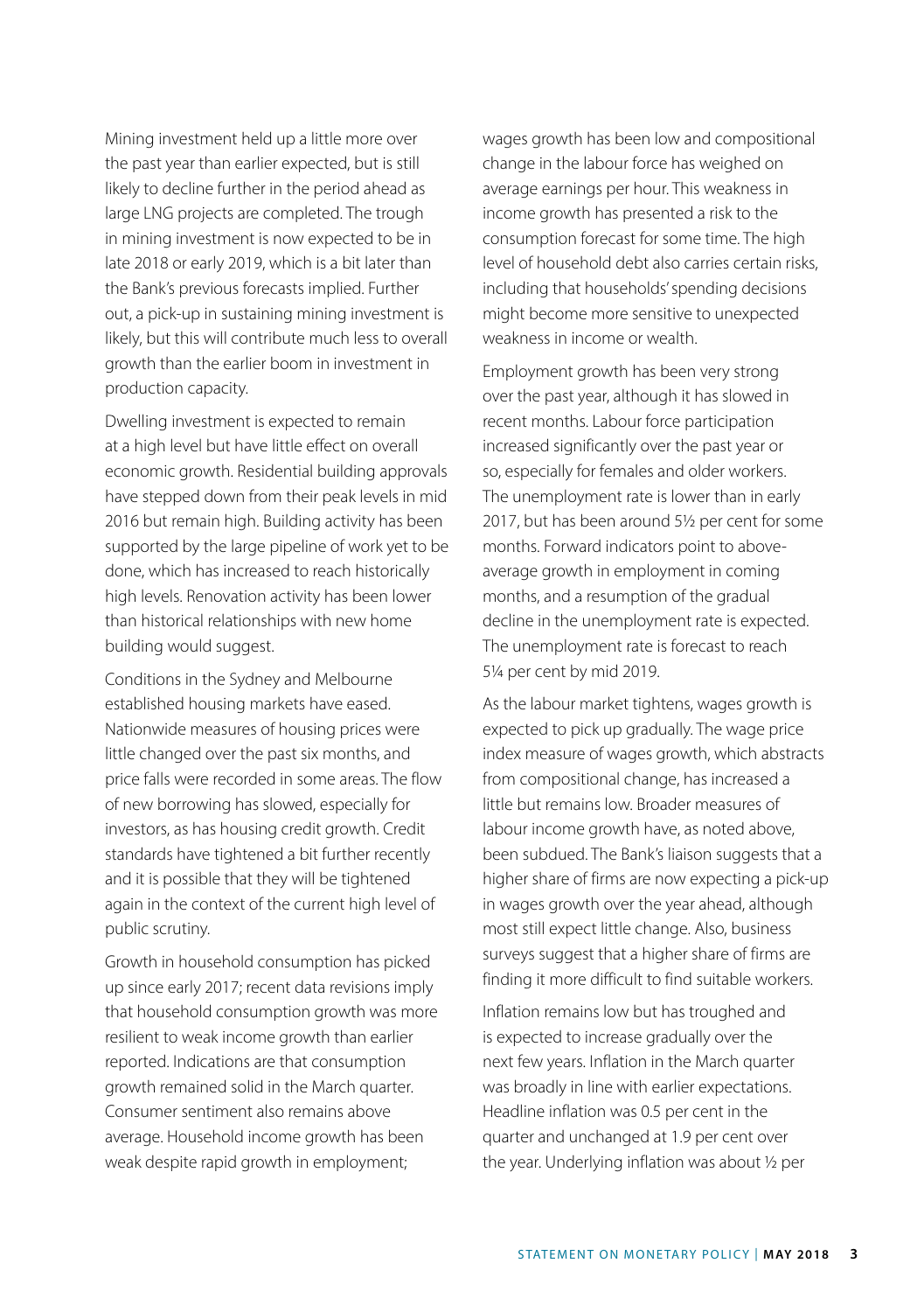Mining investment held up a little more over the past year than earlier expected, but is still likely to decline further in the period ahead as large LNG projects are completed. The trough in mining investment is now expected to be in late 2018 or early 2019, which is a bit later than the Bank's previous forecasts implied. Further out, a pick-up in sustaining mining investment is likely, but this will contribute much less to overall growth than the earlier boom in investment in production capacity.

Dwelling investment is expected to remain at a high level but have little effect on overall economic growth. Residential building approvals have stepped down from their peak levels in mid 2016 but remain high. Building activity has been supported by the large pipeline of work yet to be done, which has increased to reach historically high levels. Renovation activity has been lower than historical relationships with new home building would suggest.

Conditions in the Sydney and Melbourne established housing markets have eased. Nationwide measures of housing prices were little changed over the past six months, and price falls were recorded in some areas. The flow of new borrowing has slowed, especially for investors, as has housing credit growth. Credit standards have tightened a bit further recently and it is possible that they will be tightened again in the context of the current high level of public scrutiny.

Growth in household consumption has picked up since early 2017; recent data revisions imply that household consumption growth was more resilient to weak income growth than earlier reported. Indications are that consumption growth remained solid in the March quarter. Consumer sentiment also remains above average. Household income growth has been weak despite rapid growth in employment; wages growth has been low and compositional change in the labour force has weighed on average earnings per hour. This weakness in income growth has presented a risk to the consumption forecast for some time. The high level of household debt also carries certain risks, including that households' spending decisions might become more sensitive to unexpected weakness in income or wealth.

Employment growth has been very strong over the past year, although it has slowed in recent months. Labour force participation increased significantly over the past year or so, especially for females and older workers. The unemployment rate is lower than in early 2017, but has been around 5½ per cent for some months. Forward indicators point to above-average growth in employment in coming months, and a resumption of the gradual decline in the unemployment rate is expected. The unemployment rate is forecast to reach 5¼ per cent by mid 2019.

As the labour market tightens, wages growth is expected to pick up gradually. The wage price index measure of wages growth, which abstracts from compositional change, has increased a little but remains low. Broader measures of labour income growth have, as noted above, been subdued. The Bank's liaison suggests that a higher share of firms are now expecting a pick-up in wages growth over the year ahead, although most still expect little change. Also, business surveys suggest that a higher share of firms are finding it more difficult to find suitable workers.

Inflation remains low but has troughed and is expected to increase gradually over the next few years. Inflation in the March quarter was broadly in line with earlier expectations. Headline inflation was 0.5 per cent in the quarter and unchanged at 1.9 per cent over the year. Underlying inflation was about ½ per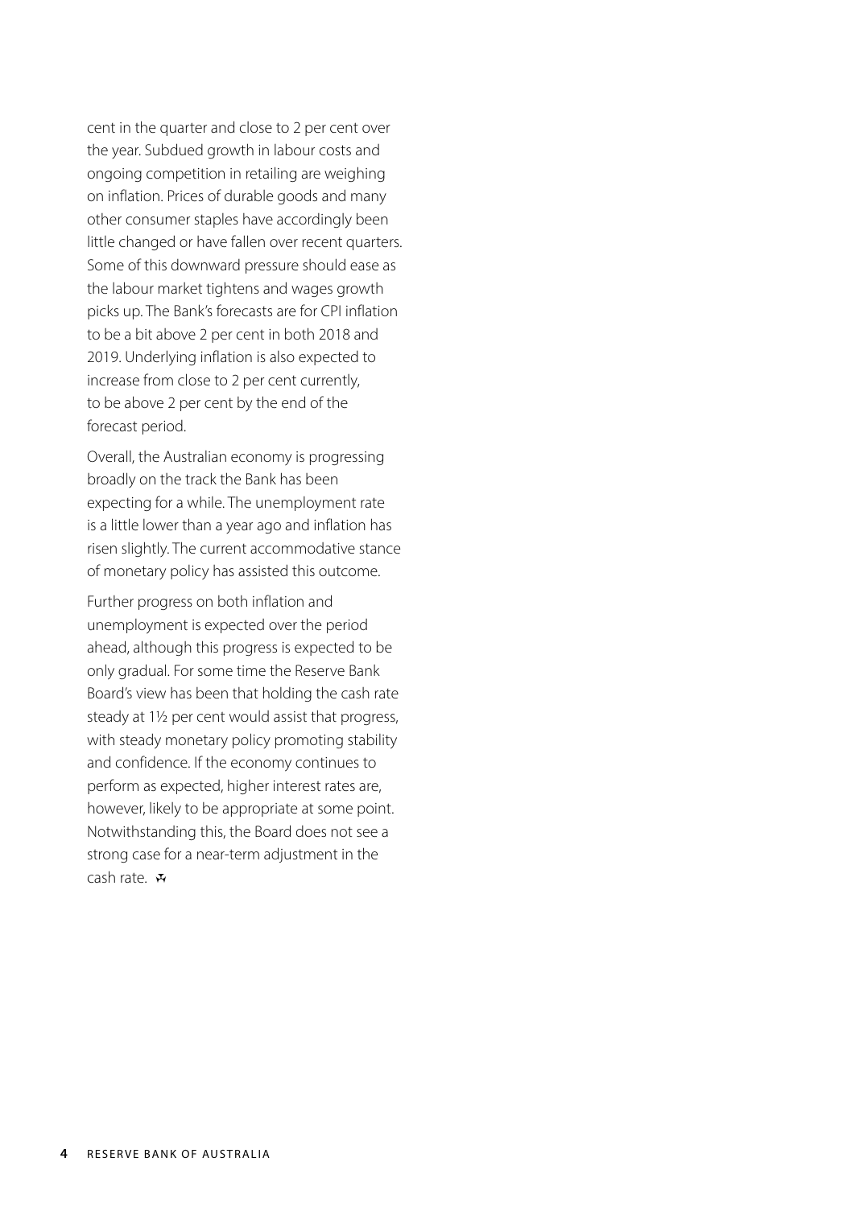cent in the quarter and close to 2 per cent over the year. Subdued growth in labour costs and ongoing competition in retailing are weighing on inflation. Prices of durable goods and many other consumer staples have accordingly been little changed or have fallen over recent quarters. Some of this downward pressure should ease as the labour market tightens and wages growth picks up. The Bank's forecasts are for CPI inflation to be a bit above 2 per cent in both 2018 and 2019. Underlying inflation is also expected to increase from close to 2 per cent currently, to be above 2 per cent by the end of the forecast period.

Overall, the Australian economy is progressing broadly on the track the Bank has been expecting for a while. The unemployment rate is a little lower than a year ago and inflation has risen slightly. The current accommodative stance of monetary policy has assisted this outcome.

Further progress on both inflation and unemployment is expected over the period ahead, although this progress is expected to be only gradual. For some time the Reserve Bank Board's view has been that holding the cash rate steady at 1½ per cent would assist that progress, with steady monetary policy promoting stability and confidence. If the economy continues to perform as expected, higher interest rates are, however, likely to be appropriate at some point. Notwithstanding this, the Board does not see a strong case for a near-term adjustment in the cash rate.